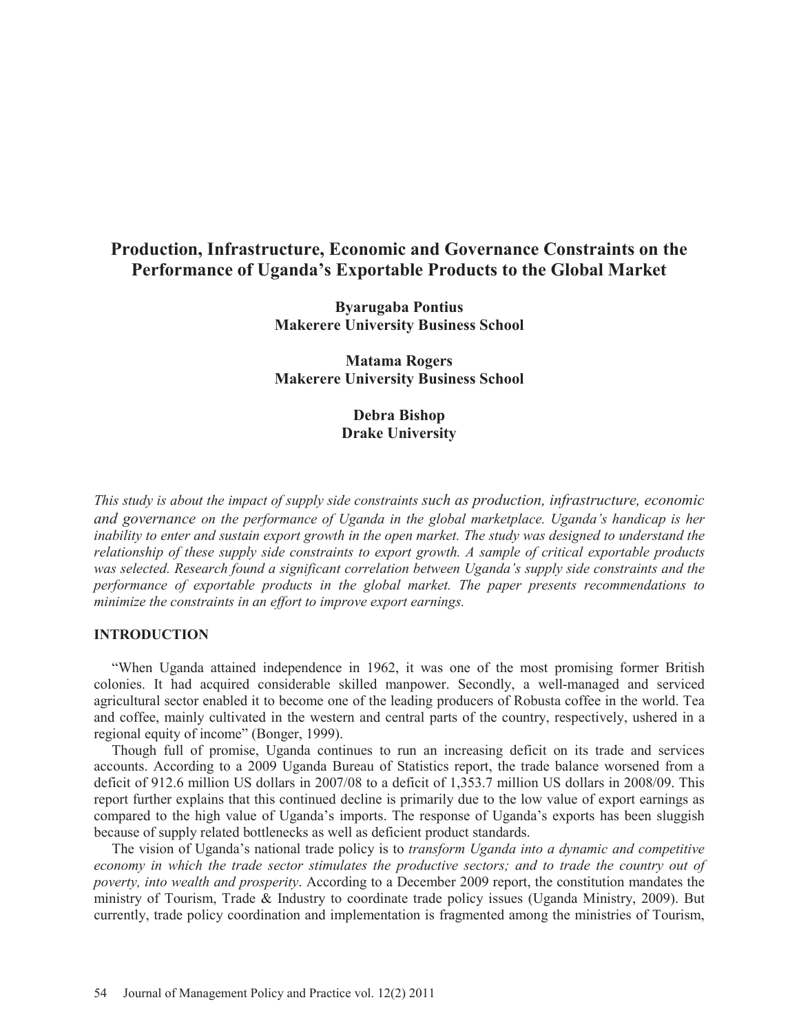# Production, Infrastructure, Economic and Governance Constraints on the Performance of Uganda's Exportable Products to the Global Market

**Byarugaba Pontius**
**Makerere University Business School**

**Matama Rogers**
**Makerere University Business School**

**Debra Bishop**
**Drake University**

*This study is about the impact of supply side constraints such as production, infrastructure, economic and governance on the performance of Uganda in the global marketplace. Uganda's handicap is her inability to enter and sustain export growth in the open market. The study was designed to understand the relationship of these supply side constraints to export growth. A sample of critical exportable products was selected. Research found a significant correlation between Uganda's supply side constraints and the performance of exportable products in the global market. The paper presents recommendations to minimize the constraints in an effort to improve export earnings.*

## INTRODUCTION

"When Uganda attained independence in 1962, it was one of the most promising former British colonies. It had acquired considerable skilled manpower. Secondly, a well-managed and serviced agricultural sector enabled it to become one of the leading producers of Robusta coffee in the world. Tea and coffee, mainly cultivated in the western and central parts of the country, respectively, ushered in a regional equity of income" (Bonger, 1999).

Though full of promise, Uganda continues to run an increasing deficit on its trade and services accounts. According to a 2009 Uganda Bureau of Statistics report, the trade balance worsened from a deficit of 912.6 million US dollars in 2007/08 to a deficit of 1,353.7 million US dollars in 2008/09. This report further explains that this continued decline is primarily due to the low value of export earnings as compared to the high value of Uganda's imports. The response of Uganda's exports has been sluggish because of supply related bottlenecks as well as deficient product standards.

The vision of Uganda's national trade policy is to *transform Uganda into a dynamic and competitive economy in which the trade sector stimulates the productive sectors; and to trade the country out of poverty, into wealth and prosperity*. According to a December 2009 report, the constitution mandates the ministry of Tourism, Trade & Industry to coordinate trade policy issues (Uganda Ministry, 2009). But currently, trade policy coordination and implementation is fragmented among the ministries of Tourism,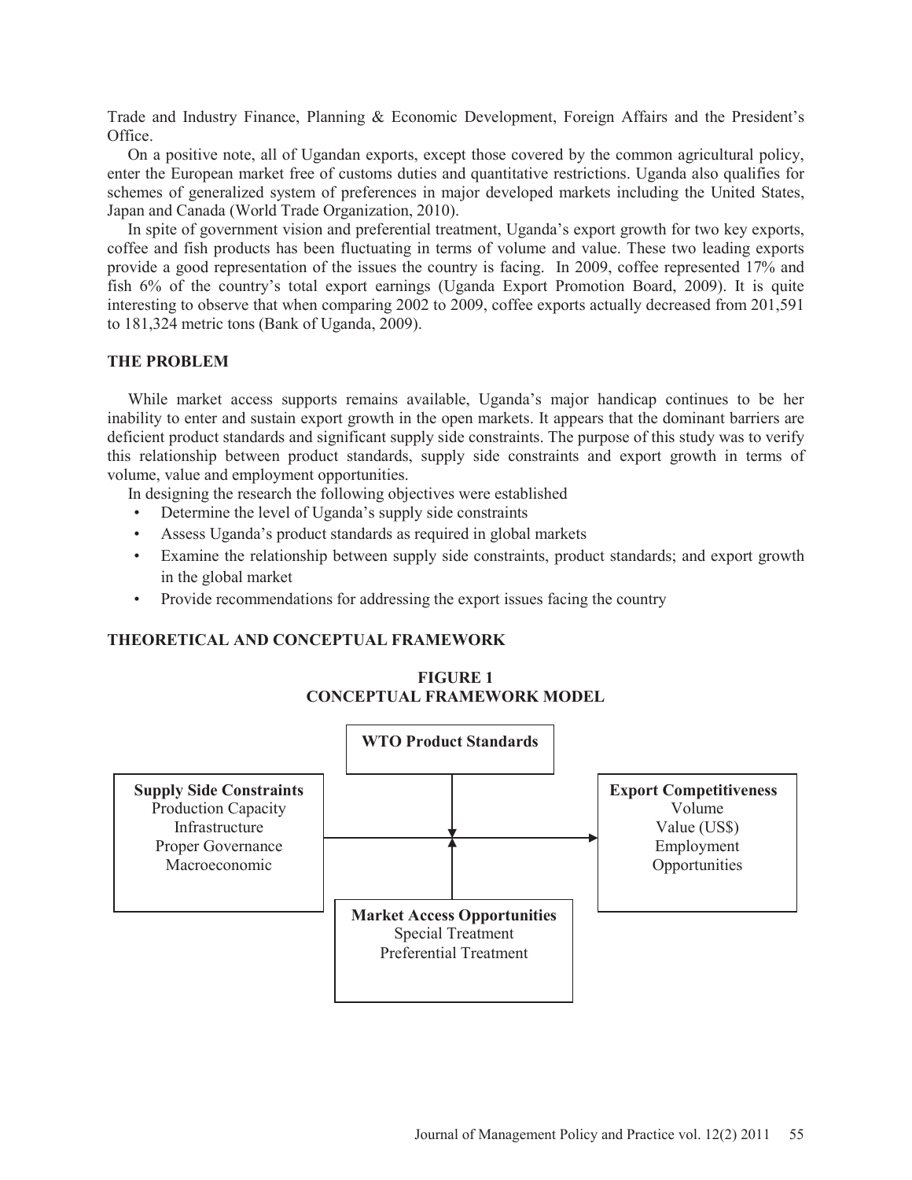Trade and Industry Finance, Planning & Economic Development, Foreign Affairs and the President's Office.

On a positive note, all of Ugandan exports, except those covered by the common agricultural policy, enter the European market free of customs duties and quantitative restrictions. Uganda also qualifies for schemes of generalized system of preferences in major developed markets including the United States, Japan and Canada (World Trade Organization, 2010).

In spite of government vision and preferential treatment, Uganda's export growth for two key exports, coffee and fish products has been fluctuating in terms of volume and value. These two leading exports provide a good representation of the issues the country is facing. In 2009, coffee represented 17% and fish 6% of the country's total export earnings (Uganda Export Promotion Board, 2009). It is quite interesting to observe that when comparing 2002 to 2009, coffee exports actually decreased from 201,591 to 181,324 metric tons (Bank of Uganda, 2009).

## THE PROBLEM

While market access supports remains available, Uganda's major handicap continues to be her inability to enter and sustain export growth in the open markets. It appears that the dominant barriers are deficient product standards and significant supply side constraints. The purpose of this study was to verify this relationship between product standards, supply side constraints and export growth in terms of volume, value and employment opportunities.

In designing the research the following objectives were established

- Determine the level of Uganda's supply side constraints
- Assess Uganda's product standards as required in global markets
- Examine the relationship between supply side constraints, product standards; and export growth in the global market
- Provide recommendations for addressing the export issues facing the country

## THEORETICAL AND CONCEPTUAL FRAMEWORK

**FIGURE 1**
**CONCEPTUAL FRAMEWORK MODEL**

**WTO Product Standards**

**Supply Side Constraints**
Production Capacity
Infrastructure
Proper Governance
Macroeconomic

**Export Competitiveness**
Volume
Value (US$)
Employment
Opportunities

**Market Access Opportunities**
Special Treatment
Preferential Treatment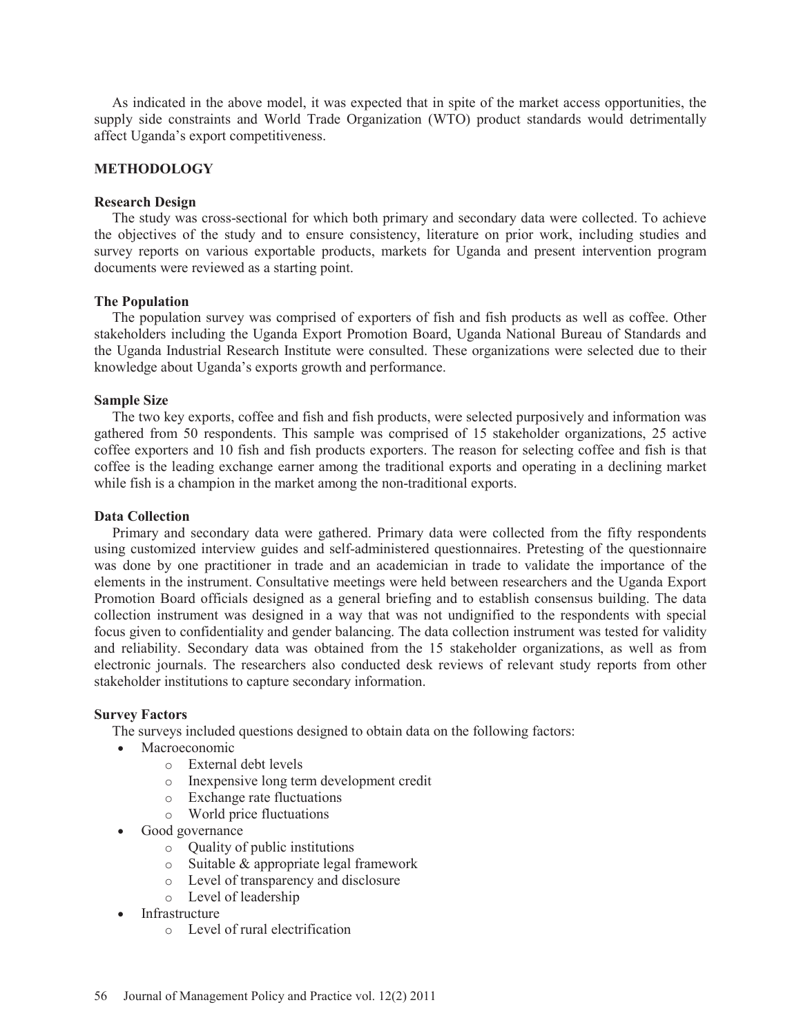As indicated in the above model, it was expected that in spite of the market access opportunities, the supply side constraints and World Trade Organization (WTO) product standards would detrimentally affect Uganda's export competitiveness.

## METHODOLOGY

### Research Design

The study was cross-sectional for which both primary and secondary data were collected. To achieve the objectives of the study and to ensure consistency, literature on prior work, including studies and survey reports on various exportable products, markets for Uganda and present intervention program documents were reviewed as a starting point.

### The Population

The population survey was comprised of exporters of fish and fish products as well as coffee. Other stakeholders including the Uganda Export Promotion Board, Uganda National Bureau of Standards and the Uganda Industrial Research Institute were consulted. These organizations were selected due to their knowledge about Uganda's exports growth and performance.

### Sample Size

The two key exports, coffee and fish and fish products, were selected purposively and information was gathered from 50 respondents. This sample was comprised of 15 stakeholder organizations, 25 active coffee exporters and 10 fish and fish products exporters. The reason for selecting coffee and fish is that coffee is the leading exchange earner among the traditional exports and operating in a declining market while fish is a champion in the market among the non-traditional exports.

### Data Collection

Primary and secondary data were gathered. Primary data were collected from the fifty respondents using customized interview guides and self-administered questionnaires. Pretesting of the questionnaire was done by one practitioner in trade and an academician in trade to validate the importance of the elements in the instrument. Consultative meetings were held between researchers and the Uganda Export Promotion Board officials designed as a general briefing and to establish consensus building. The data collection instrument was designed in a way that was not undignified to the respondents with special focus given to confidentiality and gender balancing. The data collection instrument was tested for validity and reliability. Secondary data was obtained from the 15 stakeholder organizations, as well as from electronic journals. The researchers also conducted desk reviews of relevant study reports from other stakeholder institutions to capture secondary information.

### Survey Factors

The surveys included questions designed to obtain data on the following factors:

- Macroeconomic
  - External debt levels
  - Inexpensive long term development credit
  - Exchange rate fluctuations
  - World price fluctuations
- Good governance
  - Quality of public institutions
  - Suitable & appropriate legal framework
  - Level of transparency and disclosure
  - Level of leadership
- Infrastructure
  - Level of rural electrification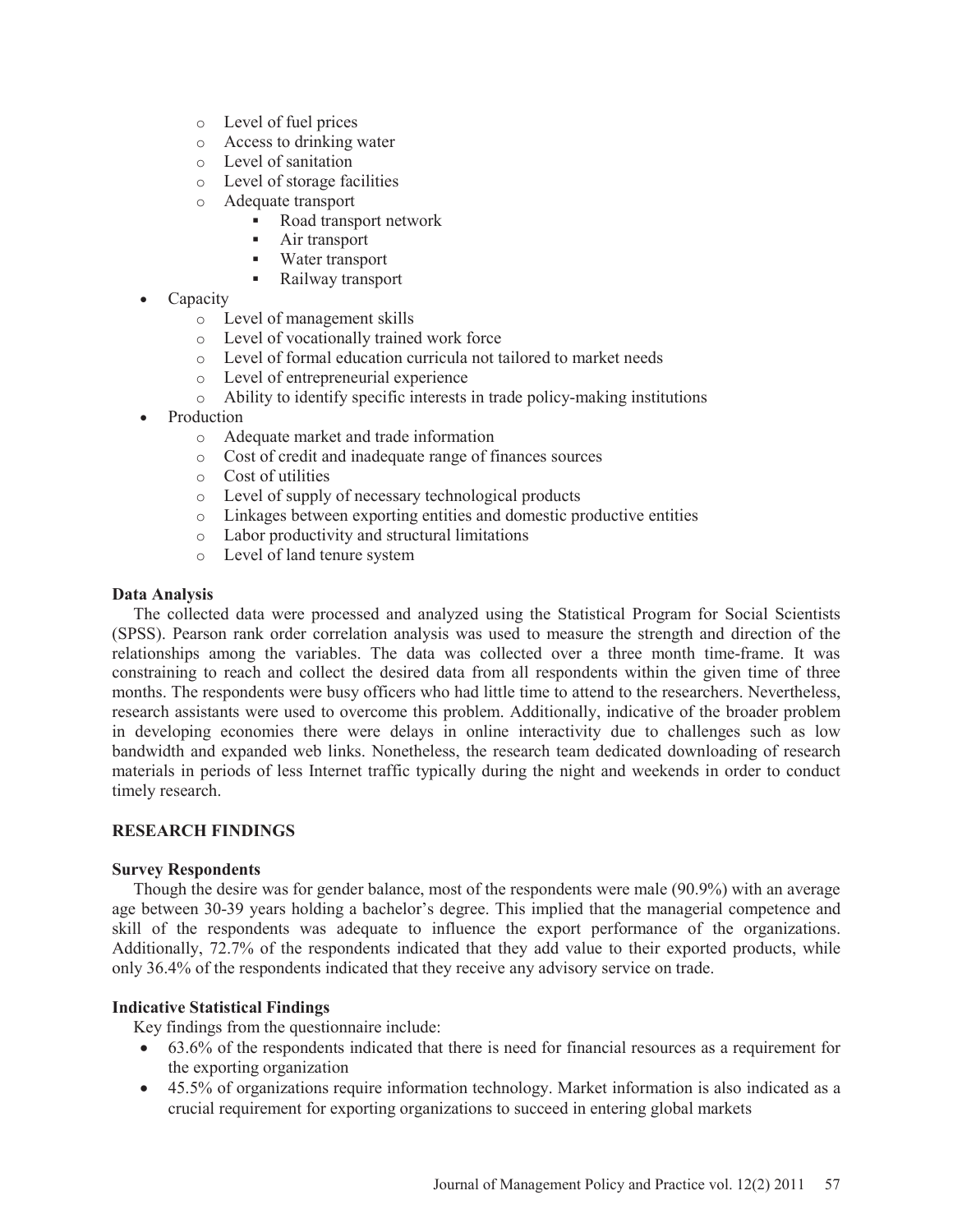- Level of fuel prices
  - Access to drinking water
  - Level of sanitation
  - Level of storage facilities
  - Adequate transport
    - Road transport network
    - Air transport
    - Water transport
    - Railway transport
- Capacity
  - Level of management skills
  - Level of vocationally trained work force
  - Level of formal education curricula not tailored to market needs
  - Level of entrepreneurial experience
  - Ability to identify specific interests in trade policy-making institutions
- Production
  - Adequate market and trade information
  - Cost of credit and inadequate range of finances sources
  - Cost of utilities
  - Level of supply of necessary technological products
  - Linkages between exporting entities and domestic productive entities
  - Labor productivity and structural limitations
  - Level of land tenure system

### Data Analysis

The collected data were processed and analyzed using the Statistical Program for Social Scientists (SPSS). Pearson rank order correlation analysis was used to measure the strength and direction of the relationships among the variables. The data was collected over a three month time-frame. It was constraining to reach and collect the desired data from all respondents within the given time of three months. The respondents were busy officers who had little time to attend to the researchers. Nevertheless, research assistants were used to overcome this problem. Additionally, indicative of the broader problem in developing economies there were delays in online interactivity due to challenges such as low bandwidth and expanded web links. Nonetheless, the research team dedicated downloading of research materials in periods of less Internet traffic typically during the night and weekends in order to conduct timely research.

## RESEARCH FINDINGS

### Survey Respondents

Though the desire was for gender balance, most of the respondents were male (90.9%) with an average age between 30-39 years holding a bachelor's degree. This implied that the managerial competence and skill of the respondents was adequate to influence the export performance of the organizations. Additionally, 72.7% of the respondents indicated that they add value to their exported products, while only 36.4% of the respondents indicated that they receive any advisory service on trade.

### Indicative Statistical Findings

Key findings from the questionnaire include:

- 63.6% of the respondents indicated that there is need for financial resources as a requirement for the exporting organization
- 45.5% of organizations require information technology. Market information is also indicated as a crucial requirement for exporting organizations to succeed in entering global markets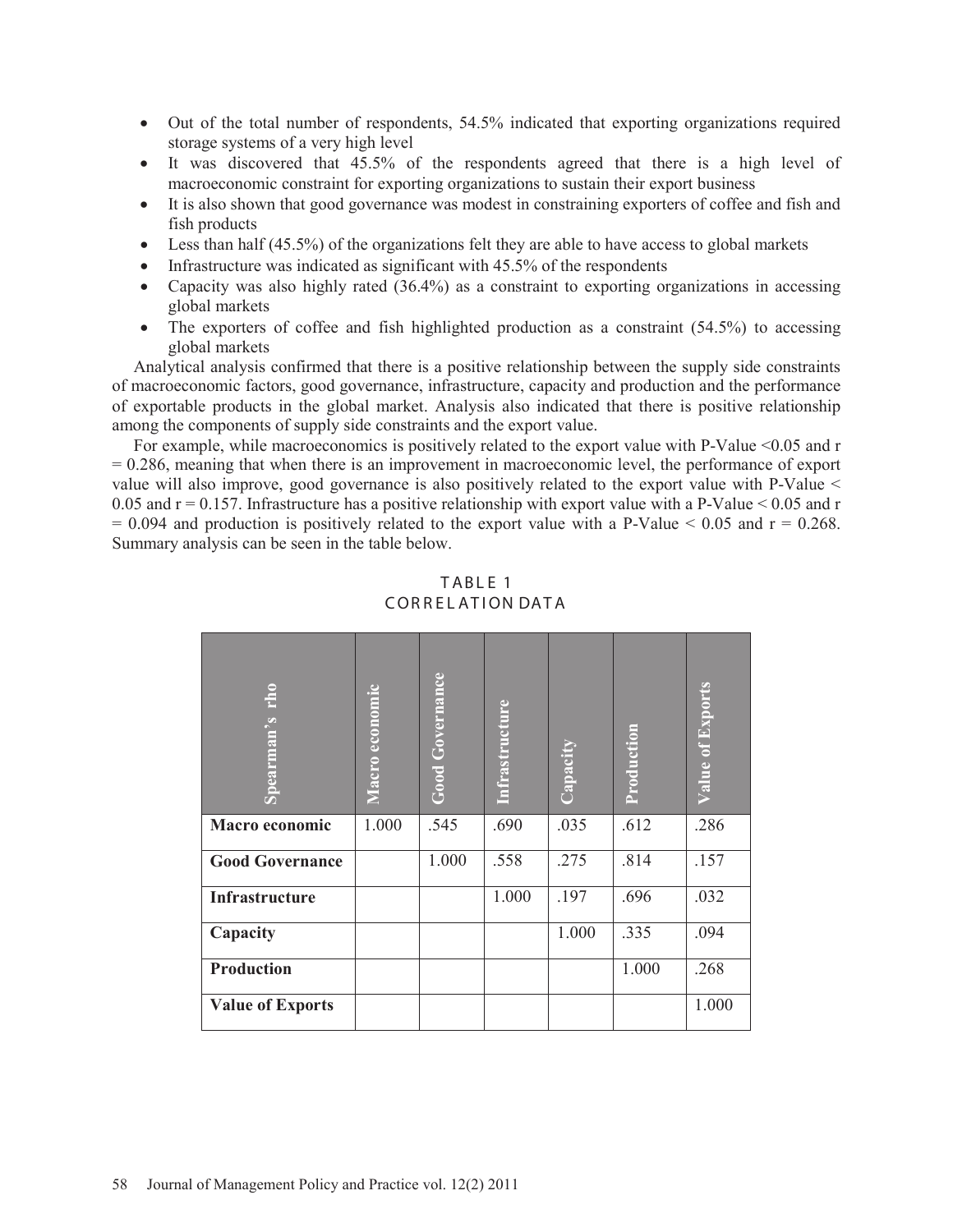- Out of the total number of respondents, 54.5% indicated that exporting organizations required storage systems of a very high level
- It was discovered that 45.5% of the respondents agreed that there is a high level of macroeconomic constraint for exporting organizations to sustain their export business
- It is also shown that good governance was modest in constraining exporters of coffee and fish and fish products
- Less than half (45.5%) of the organizations felt they are able to have access to global markets
- Infrastructure was indicated as significant with 45.5% of the respondents
- Capacity was also highly rated (36.4%) as a constraint to exporting organizations in accessing global markets
- The exporters of coffee and fish highlighted production as a constraint (54.5%) to accessing global markets

Analytical analysis confirmed that there is a positive relationship between the supply side constraints of macroeconomic factors, good governance, infrastructure, capacity and production and the performance of exportable products in the global market. Analysis also indicated that there is positive relationship among the components of supply side constraints and the export value.

For example, while macroeconomics is positively related to the export value with P-Value $<0.05$ and $r = 0.286$, meaning that when there is an improvement in macroeconomic level, the performance of export value will also improve, good governance is also positively related to the export value with P-Value $< 0.05$ and $r = 0.157$. Infrastructure has a positive relationship with export value with a P-Value $< 0.05$ and $r = 0.094$ and production is positively related to the export value with a P-Value $< 0.05$ and $r = 0.268$. Summary analysis can be seen in the table below.

TABLE 1
CORRELATION DATA

| Spearman's rho | Macro economic | Good Governance | Infrastructure | Capacity | Production | Value of Exports |
|---|---|---|---|---|---|---|
| **Macro economic** | 1.000 | .545 | .690 | .035 | .612 | .286 |
| **Good Governance** | | 1.000 | .558 | .275 | .814 | .157 |
| **Infrastructure** | | | 1.000 | .197 | .696 | .032 |
| **Capacity** | | | | 1.000 | .335 | .094 |
| **Production** | | | | | 1.000 | .268 |
| **Value of Exports** | | | | | | 1.000 |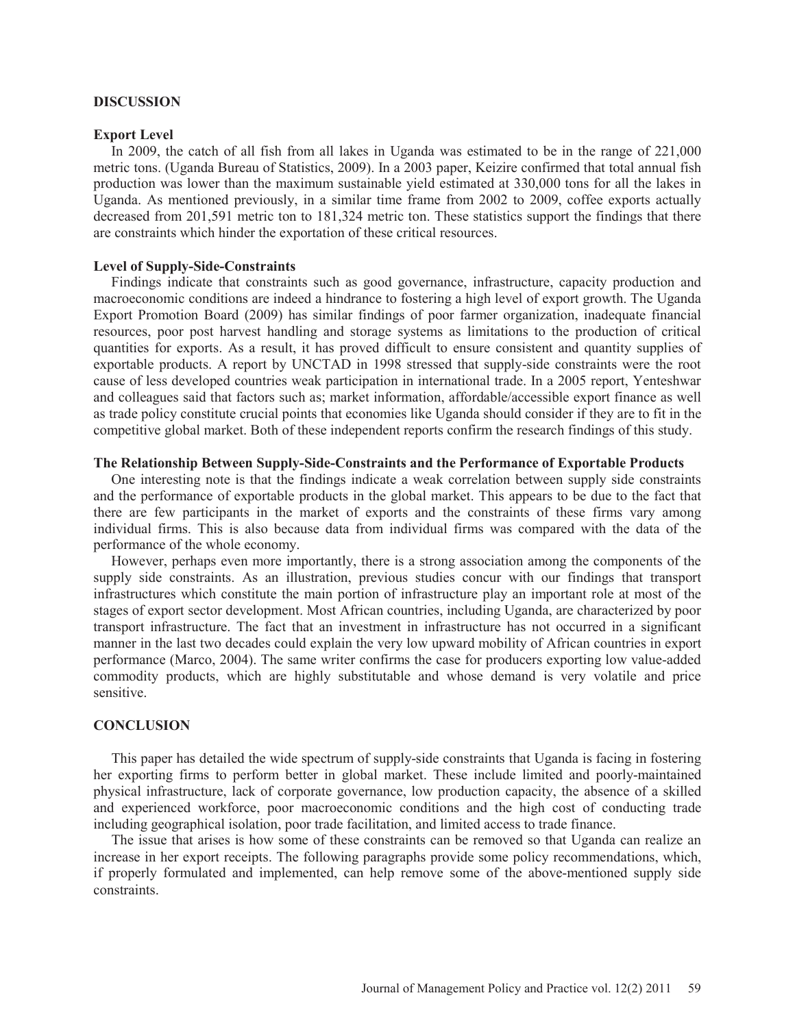## DISCUSSION

### Export Level

In 2009, the catch of all fish from all lakes in Uganda was estimated to be in the range of 221,000 metric tons. (Uganda Bureau of Statistics, 2009). In a 2003 paper, Keizire confirmed that total annual fish production was lower than the maximum sustainable yield estimated at 330,000 tons for all the lakes in Uganda. As mentioned previously, in a similar time frame from 2002 to 2009, coffee exports actually decreased from 201,591 metric ton to 181,324 metric ton. These statistics support the findings that there are constraints which hinder the exportation of these critical resources.

### Level of Supply-Side-Constraints

Findings indicate that constraints such as good governance, infrastructure, capacity production and macroeconomic conditions are indeed a hindrance to fostering a high level of export growth. The Uganda Export Promotion Board (2009) has similar findings of poor farmer organization, inadequate financial resources, poor post harvest handling and storage systems as limitations to the production of critical quantities for exports. As a result, it has proved difficult to ensure consistent and quantity supplies of exportable products. A report by UNCTAD in 1998 stressed that supply-side constraints were the root cause of less developed countries weak participation in international trade. In a 2005 report, Yenteshwar and colleagues said that factors such as; market information, affordable/accessible export finance as well as trade policy constitute crucial points that economies like Uganda should consider if they are to fit in the competitive global market. Both of these independent reports confirm the research findings of this study.

### The Relationship Between Supply-Side-Constraints and the Performance of Exportable Products

One interesting note is that the findings indicate a weak correlation between supply side constraints and the performance of exportable products in the global market. This appears to be due to the fact that there are few participants in the market of exports and the constraints of these firms vary among individual firms. This is also because data from individual firms was compared with the data of the performance of the whole economy.

However, perhaps even more importantly, there is a strong association among the components of the supply side constraints. As an illustration, previous studies concur with our findings that transport infrastructures which constitute the main portion of infrastructure play an important role at most of the stages of export sector development. Most African countries, including Uganda, are characterized by poor transport infrastructure. The fact that an investment in infrastructure has not occurred in a significant manner in the last two decades could explain the very low upward mobility of African countries in export performance (Marco, 2004). The same writer confirms the case for producers exporting low value-added commodity products, which are highly substitutable and whose demand is very volatile and price sensitive.

## CONCLUSION

This paper has detailed the wide spectrum of supply-side constraints that Uganda is facing in fostering her exporting firms to perform better in global market. These include limited and poorly-maintained physical infrastructure, lack of corporate governance, low production capacity, the absence of a skilled and experienced workforce, poor macroeconomic conditions and the high cost of conducting trade including geographical isolation, poor trade facilitation, and limited access to trade finance.

The issue that arises is how some of these constraints can be removed so that Uganda can realize an increase in her export receipts. The following paragraphs provide some policy recommendations, which, if properly formulated and implemented, can help remove some of the above-mentioned supply side constraints.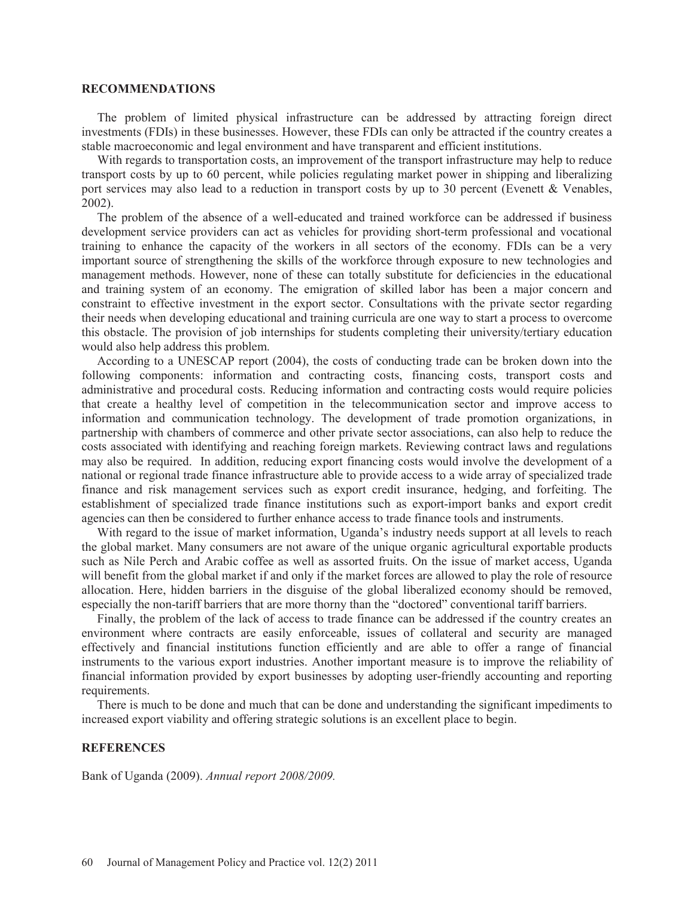## RECOMMENDATIONS

The problem of limited physical infrastructure can be addressed by attracting foreign direct investments (FDIs) in these businesses. However, these FDIs can only be attracted if the country creates a stable macroeconomic and legal environment and have transparent and efficient institutions.

With regards to transportation costs, an improvement of the transport infrastructure may help to reduce transport costs by up to 60 percent, while policies regulating market power in shipping and liberalizing port services may also lead to a reduction in transport costs by up to 30 percent (Evenett & Venables, 2002).

The problem of the absence of a well-educated and trained workforce can be addressed if business development service providers can act as vehicles for providing short-term professional and vocational training to enhance the capacity of the workers in all sectors of the economy. FDIs can be a very important source of strengthening the skills of the workforce through exposure to new technologies and management methods. However, none of these can totally substitute for deficiencies in the educational and training system of an economy. The emigration of skilled labor has been a major concern and constraint to effective investment in the export sector. Consultations with the private sector regarding their needs when developing educational and training curricula are one way to start a process to overcome this obstacle. The provision of job internships for students completing their university/tertiary education would also help address this problem.

According to a UNESCAP report (2004), the costs of conducting trade can be broken down into the following components: information and contracting costs, financing costs, transport costs and administrative and procedural costs. Reducing information and contracting costs would require policies that create a healthy level of competition in the telecommunication sector and improve access to information and communication technology. The development of trade promotion organizations, in partnership with chambers of commerce and other private sector associations, can also help to reduce the costs associated with identifying and reaching foreign markets. Reviewing contract laws and regulations may also be required. In addition, reducing export financing costs would involve the development of a national or regional trade finance infrastructure able to provide access to a wide array of specialized trade finance and risk management services such as export credit insurance, hedging, and forfeiting. The establishment of specialized trade finance institutions such as export-import banks and export credit agencies can then be considered to further enhance access to trade finance tools and instruments.

With regard to the issue of market information, Uganda's industry needs support at all levels to reach the global market. Many consumers are not aware of the unique organic agricultural exportable products such as Nile Perch and Arabic coffee as well as assorted fruits. On the issue of market access, Uganda will benefit from the global market if and only if the market forces are allowed to play the role of resource allocation. Here, hidden barriers in the disguise of the global liberalized economy should be removed, especially the non-tariff barriers that are more thorny than the "doctored" conventional tariff barriers.

Finally, the problem of the lack of access to trade finance can be addressed if the country creates an environment where contracts are easily enforceable, issues of collateral and security are managed effectively and financial institutions function efficiently and are able to offer a range of financial instruments to the various export industries. Another important measure is to improve the reliability of financial information provided by export businesses by adopting user-friendly accounting and reporting requirements.

There is much to be done and much that can be done and understanding the significant impediments to increased export viability and offering strategic solutions is an excellent place to begin.

## REFERENCES

Bank of Uganda (2009). *Annual report 2008/2009.*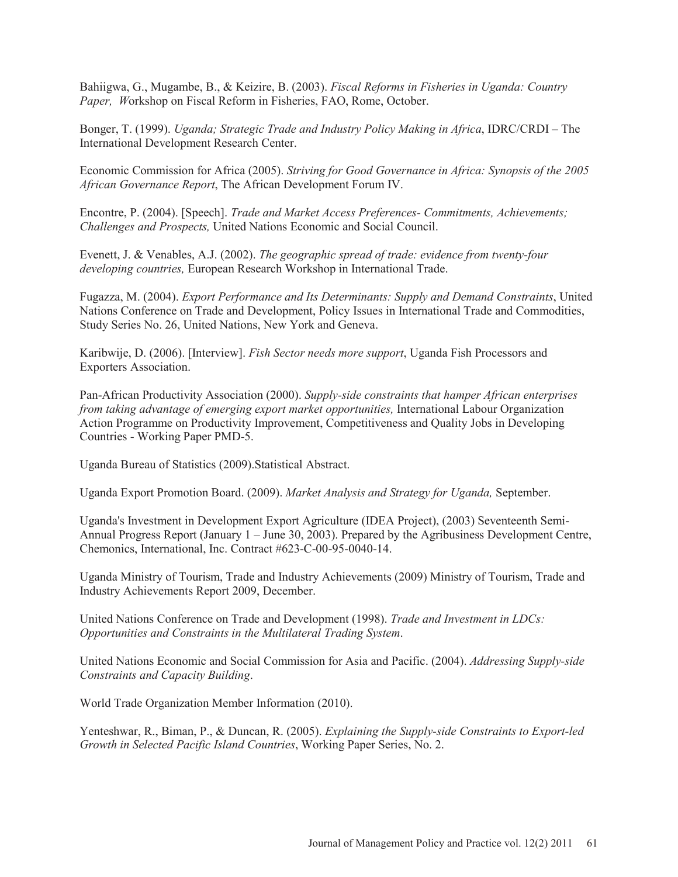Bahiigwa, G., Mugambe, B., & Keizire, B. (2003). *Fiscal Reforms in Fisheries in Uganda: Country Paper, W*orkshop on Fiscal Reform in Fisheries, FAO, Rome, October.

Bonger, T. (1999). *Uganda; Strategic Trade and Industry Policy Making in Africa*, IDRC/CRDI – The International Development Research Center.

Economic Commission for Africa (2005). *Striving for Good Governance in Africa: Synopsis of the 2005 African Governance Report*, The African Development Forum IV.

Encontre, P. (2004). [Speech]. *Trade and Market Access Preferences- Commitments, Achievements; Challenges and Prospects,* United Nations Economic and Social Council.

Evenett, J. & Venables, A.J. (2002). *The geographic spread of trade: evidence from twenty-four developing countries,* European Research Workshop in International Trade.

Fugazza, M. (2004). *Export Performance and Its Determinants: Supply and Demand Constraints*, United Nations Conference on Trade and Development, Policy Issues in International Trade and Commodities, Study Series No. 26, United Nations, New York and Geneva.

Karibwije, D. (2006). [Interview]. *Fish Sector needs more support*, Uganda Fish Processors and Exporters Association.

Pan-African Productivity Association (2000). *Supply-side constraints that hamper African enterprises from taking advantage of emerging export market opportunities,* International Labour Organization Action Programme on Productivity Improvement, Competitiveness and Quality Jobs in Developing Countries - Working Paper PMD-5.

Uganda Bureau of Statistics (2009).Statistical Abstract.

Uganda Export Promotion Board. (2009). *Market Analysis and Strategy for Uganda,* September.

Uganda's Investment in Development Export Agriculture (IDEA Project), (2003) Seventeenth Semi-Annual Progress Report (January 1 – June 30, 2003). Prepared by the Agribusiness Development Centre, Chemonics, International, Inc. Contract #623-C-00-95-0040-14.

Uganda Ministry of Tourism, Trade and Industry Achievements (2009) Ministry of Tourism, Trade and Industry Achievements Report 2009, December.

United Nations Conference on Trade and Development (1998). *Trade and Investment in LDCs: Opportunities and Constraints in the Multilateral Trading System*.

United Nations Economic and Social Commission for Asia and Pacific. (2004). *Addressing Supply-side Constraints and Capacity Building*.

World Trade Organization Member Information (2010).

Yenteshwar, R., Biman, P., & Duncan, R. (2005). *Explaining the Supply-side Constraints to Export-led Growth in Selected Pacific Island Countries*, Working Paper Series, No. 2.